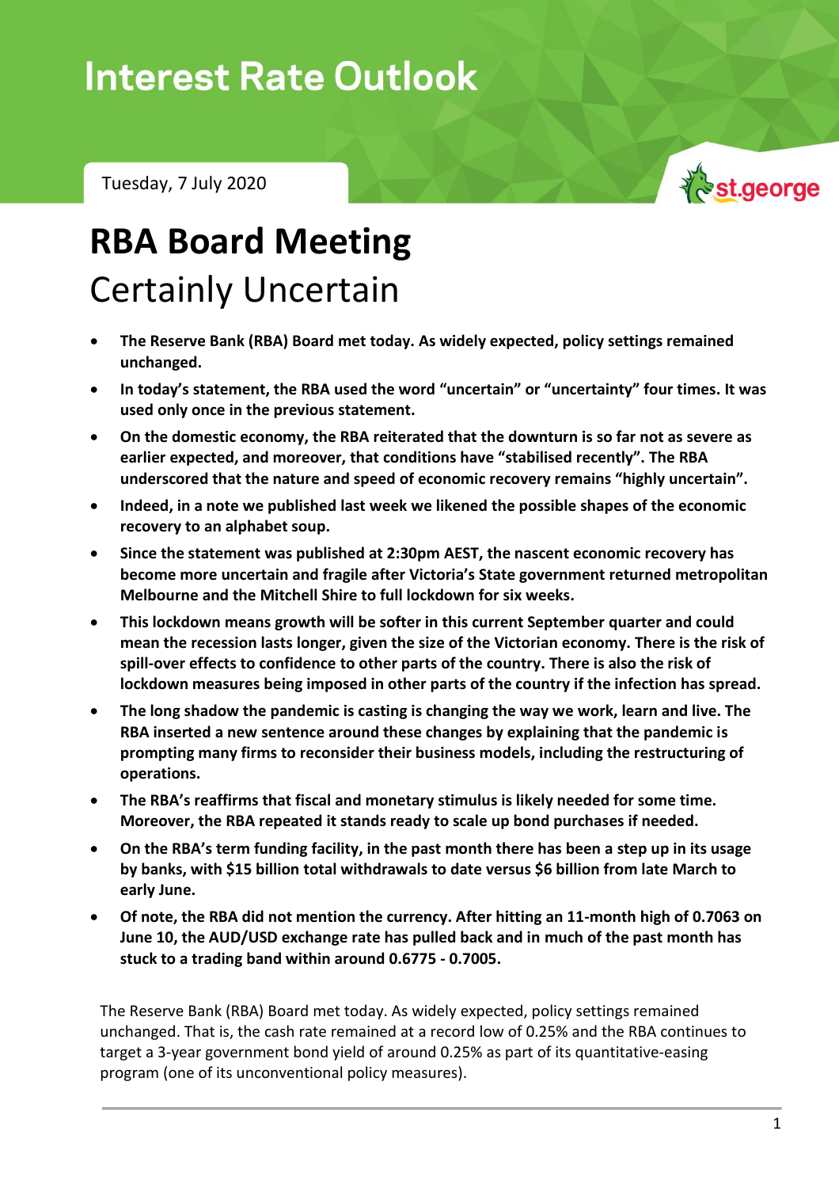# Interest Rate Outlook

Tuesday, 7 July 2020

st.george

# RBA Board Meeting

## Certainly Uncertain

- **The Reserve Bank (RBA) Board met today. As widely expected, policy settings remained unchanged.**
- **In today's statement, the RBA used the word "uncertain" or "uncertainty" four times. It was used only once in the previous statement.**
- **On the domestic economy, the RBA reiterated that the downturn is so far not as severe as earlier expected, and moreover, that conditions have "stabilised recently". The RBA underscored that the nature and speed of economic recovery remains "highly uncertain".**
- **Indeed, in a note we published last week we likened the possible shapes of the economic recovery to an alphabet soup.**
- **Since the statement was published at 2:30pm AEST, the nascent economic recovery has become more uncertain and fragile after Victoria's State government returned metropolitan Melbourne and the Mitchell Shire to full lockdown for six weeks.**
- **This lockdown means growth will be softer in this current September quarter and could mean the recession lasts longer, given the size of the Victorian economy. There is the risk of spill-over effects to confidence to other parts of the country. There is also the risk of lockdown measures being imposed in other parts of the country if the infection has spread.**
- **The long shadow the pandemic is casting is changing the way we work, learn and live. The RBA inserted a new sentence around these changes by explaining that the pandemic is prompting many firms to reconsider their business models, including the restructuring of operations.**
- **The RBA's reaffirms that fiscal and monetary stimulus is likely needed for some time. Moreover, the RBA repeated it stands ready to scale up bond purchases if needed.**
- **On the RBA's term funding facility, in the past month there has been a step up in its usage by banks, with $15 billion total withdrawals to date versus $6 billion from late March to early June.**
- **Of note, the RBA did not mention the currency. After hitting an 11-month high of 0.7063 on June 10, the AUD/USD exchange rate has pulled back and in much of the past month has stuck to a trading band within around 0.6775 - 0.7005.**

The Reserve Bank (RBA) Board met today. As widely expected, policy settings remained unchanged. That is, the cash rate remained at a record low of 0.25% and the RBA continues to target a 3-year government bond yield of around 0.25% as part of its quantitative-easing program (one of its unconventional policy measures).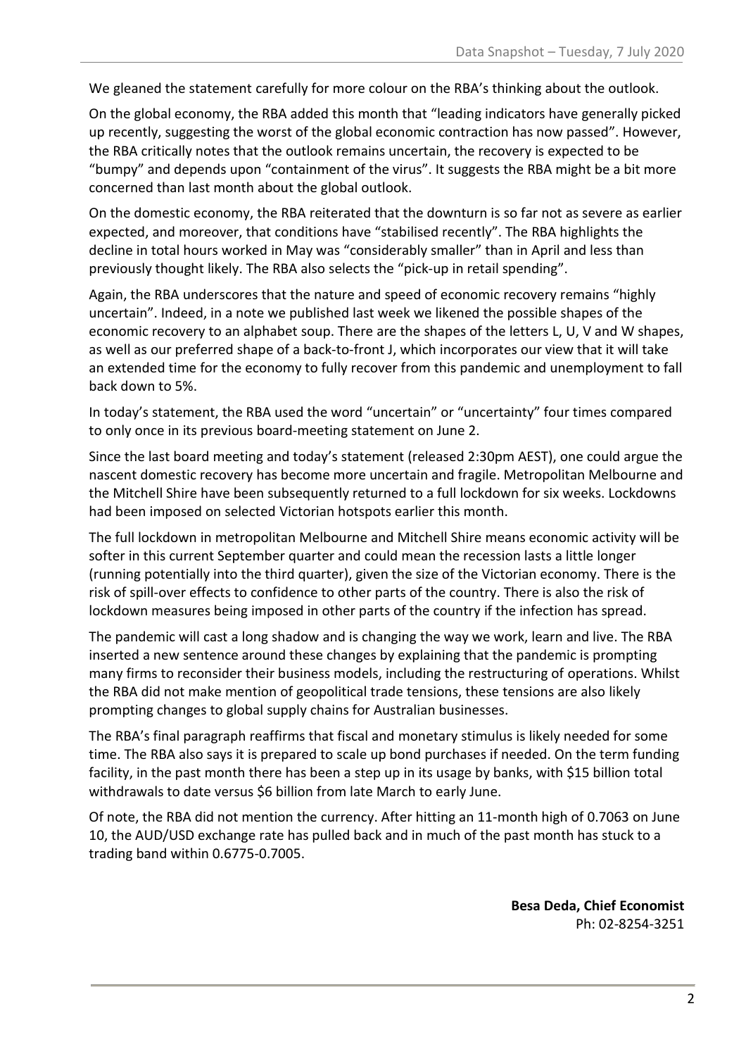We gleaned the statement carefully for more colour on the RBA's thinking about the outlook.

On the global economy, the RBA added this month that "leading indicators have generally picked up recently, suggesting the worst of the global economic contraction has now passed". However, the RBA critically notes that the outlook remains uncertain, the recovery is expected to be "bumpy" and depends upon "containment of the virus". It suggests the RBA might be a bit more concerned than last month about the global outlook.

On the domestic economy, the RBA reiterated that the downturn is so far not as severe as earlier expected, and moreover, that conditions have "stabilised recently". The RBA highlights the decline in total hours worked in May was "considerably smaller" than in April and less than previously thought likely. The RBA also selects the "pick-up in retail spending".

Again, the RBA underscores that the nature and speed of economic recovery remains "highly uncertain". Indeed, in a note we published last week we likened the possible shapes of the economic recovery to an alphabet soup. There are the shapes of the letters L, U, V and W shapes, as well as our preferred shape of a back-to-front J, which incorporates our view that it will take an extended time for the economy to fully recover from this pandemic and unemployment to fall back down to 5%.

In today's statement, the RBA used the word "uncertain" or "uncertainty" four times compared to only once in its previous board-meeting statement on June 2.

Since the last board meeting and today's statement (released 2:30pm AEST), one could argue the nascent domestic recovery has become more uncertain and fragile. Metropolitan Melbourne and the Mitchell Shire have been subsequently returned to a full lockdown for six weeks. Lockdowns had been imposed on selected Victorian hotspots earlier this month.

The full lockdown in metropolitan Melbourne and Mitchell Shire means economic activity will be softer in this current September quarter and could mean the recession lasts a little longer (running potentially into the third quarter), given the size of the Victorian economy. There is the risk of spill-over effects to confidence to other parts of the country. There is also the risk of lockdown measures being imposed in other parts of the country if the infection has spread.

The pandemic will cast a long shadow and is changing the way we work, learn and live. The RBA inserted a new sentence around these changes by explaining that the pandemic is prompting many firms to reconsider their business models, including the restructuring of operations. Whilst the RBA did not make mention of geopolitical trade tensions, these tensions are also likely prompting changes to global supply chains for Australian businesses.

The RBA's final paragraph reaffirms that fiscal and monetary stimulus is likely needed for some time. The RBA also says it is prepared to scale up bond purchases if needed. On the term funding facility, in the past month there has been a step up in its usage by banks, with $15 billion total withdrawals to date versus $6 billion from late March to early June.

Of note, the RBA did not mention the currency. After hitting an 11-month high of 0.7063 on June 10, the AUD/USD exchange rate has pulled back and in much of the past month has stuck to a trading band within 0.6775-0.7005.

**Besa Deda, Chief Economist**
Ph: 02-8254-3251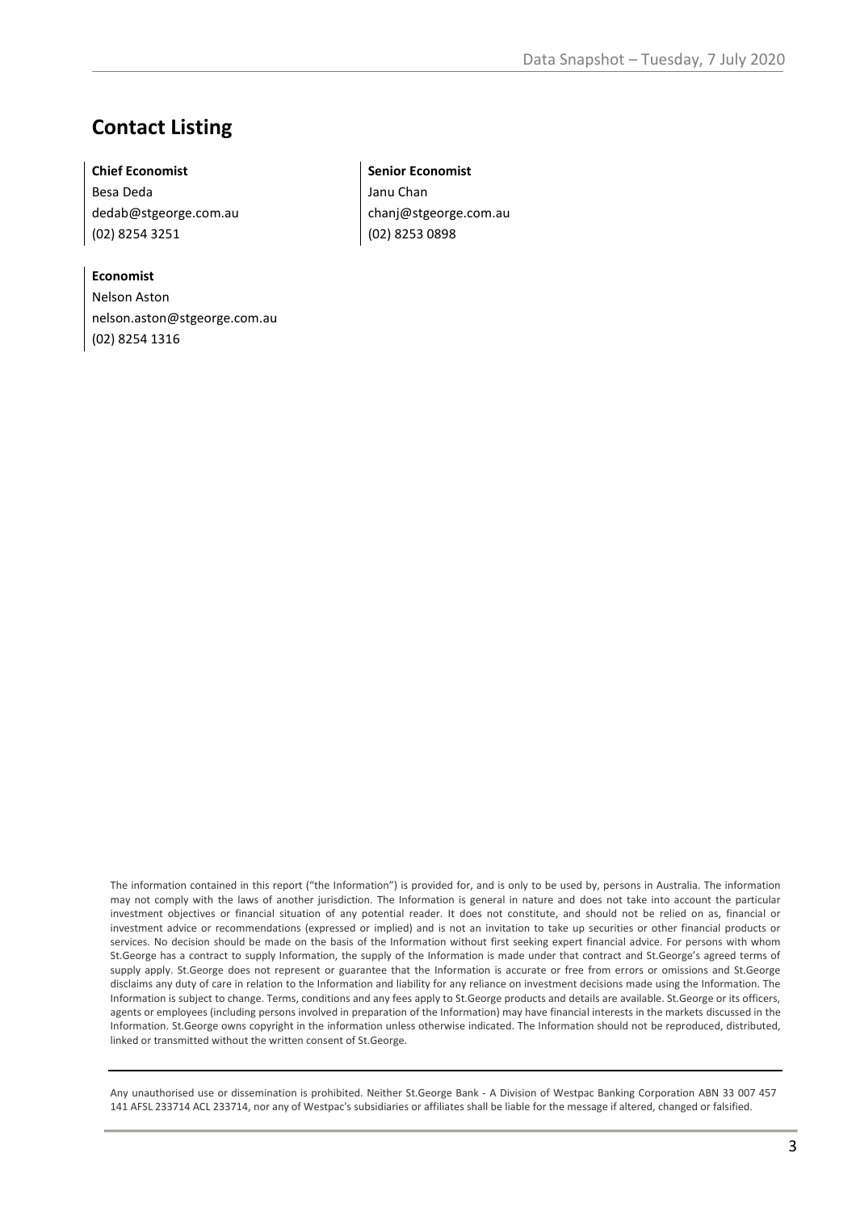## Contact Listing

**Chief Economist**
Besa Deda
dedab@stgeorge.com.au
(02) 8254 3251

**Senior Economist**
Janu Chan
chanj@stgeorge.com.au
(02) 8253 0898

**Economist**
Nelson Aston
nelson.aston@stgeorge.com.au
(02) 8254 1316

The information contained in this report ("the Information") is provided for, and is only to be used by, persons in Australia. The information may not comply with the laws of another jurisdiction. The Information is general in nature and does not take into account the particular investment objectives or financial situation of any potential reader. It does not constitute, and should not be relied on as, financial or investment advice or recommendations (expressed or implied) and is not an invitation to take up securities or other financial products or services. No decision should be made on the basis of the Information without first seeking expert financial advice. For persons with whom St.George has a contract to supply Information, the supply of the Information is made under that contract and St.George's agreed terms of supply apply. St.George does not represent or guarantee that the Information is accurate or free from errors or omissions and St.George disclaims any duty of care in relation to the Information and liability for any reliance on investment decisions made using the Information. The Information is subject to change. Terms, conditions and any fees apply to St.George products and details are available. St.George or its officers, agents or employees (including persons involved in preparation of the Information) may have financial interests in the markets discussed in the Information. St.George owns copyright in the information unless otherwise indicated. The Information should not be reproduced, distributed, linked or transmitted without the written consent of St.George.

Any unauthorised use or dissemination is prohibited. Neither St.George Bank - A Division of Westpac Banking Corporation ABN 33 007 457 141 AFSL 233714 ACL 233714, nor any of Westpac's subsidiaries or affiliates shall be liable for the message if altered, changed or falsified.